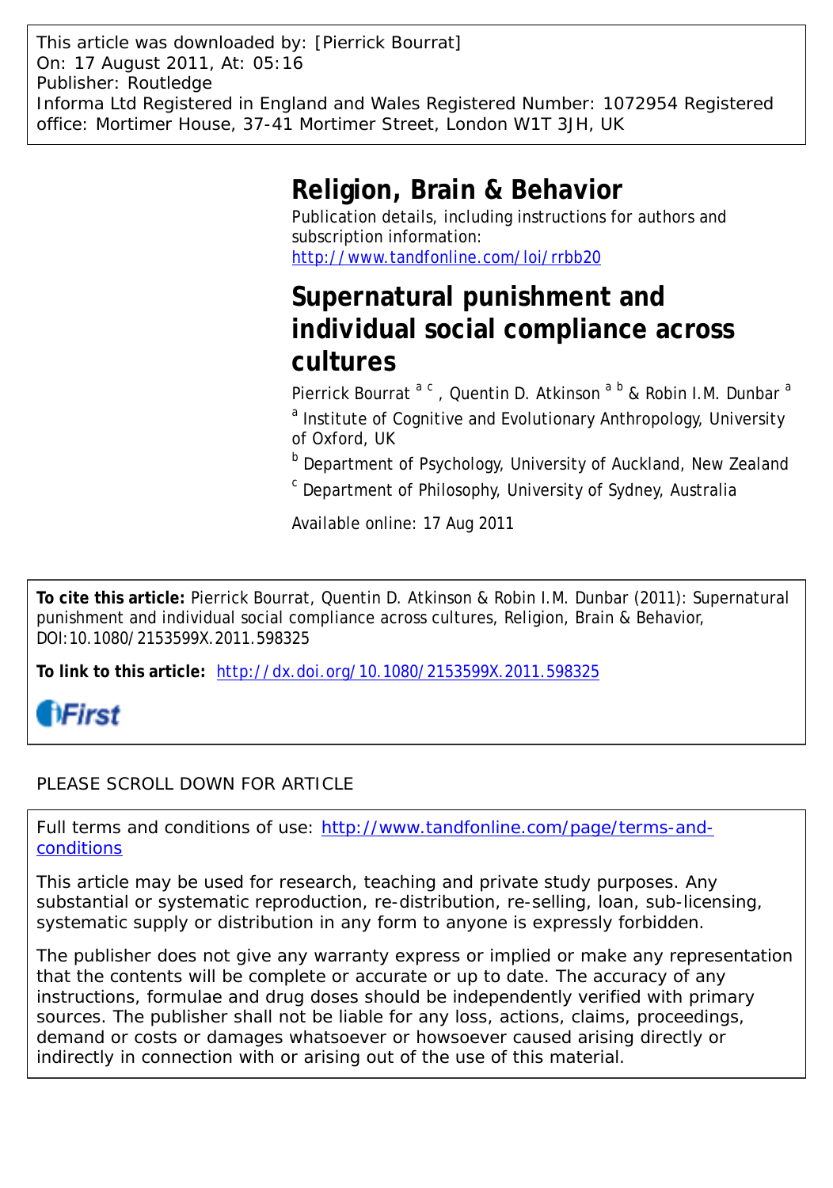This article was downloaded by: [Pierrick Bourrat]
On: 17 August 2011, At: 05:16
Publisher: Routledge
Informa Ltd Registered in England and Wales Registered Number: 1072954 Registered office: Mortimer House, 37-41 Mortimer Street, London W1T 3JH, UK

# Religion, Brain & Behavior

Publication details, including instructions for authors and subscription information:
http://www.tandfonline.com/loi/rrbb20

# Supernatural punishment and individual social compliance across cultures

Pierrick Bourrat [a c], Quentin D. Atkinson [a b] & Robin I.M. Dunbar [a]

[a] Institute of Cognitive and Evolutionary Anthropology, University of Oxford, UK

[b] Department of Psychology, University of Auckland, New Zealand

[c] Department of Philosophy, University of Sydney, Australia

Available online: 17 Aug 2011

**To cite this article:** Pierrick Bourrat, Quentin D. Atkinson & Robin I.M. Dunbar (2011): Supernatural punishment and individual social compliance across cultures, Religion, Brain & Behavior, DOI:10.1080/2153599X.2011.598325

**To link to this article:** http://dx.doi.org/10.1080/2153599X.2011.598325

iFirst

PLEASE SCROLL DOWN FOR ARTICLE

Full terms and conditions of use: http://www.tandfonline.com/page/terms-and-conditions

This article may be used for research, teaching and private study purposes. Any substantial or systematic reproduction, re-distribution, re-selling, loan, sub-licensing, systematic supply or distribution in any form to anyone is expressly forbidden.

The publisher does not give any warranty express or implied or make any representation that the contents will be complete or accurate or up to date. The accuracy of any instructions, formulae and drug doses should be independently verified with primary sources. The publisher shall not be liable for any loss, actions, claims, proceedings, demand or costs or damages whatsoever or howsoever caused arising directly or indirectly in connection with or arising out of the use of this material.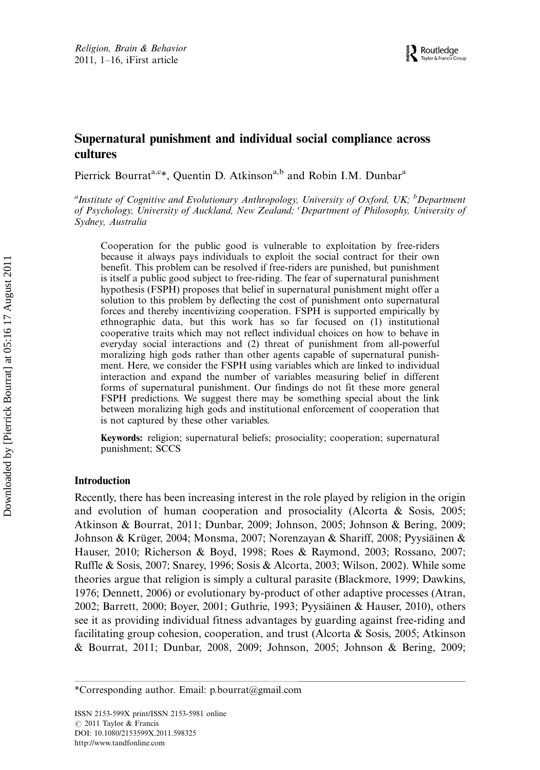# Supernatural punishment and individual social compliance across cultures

Pierrick Bourrat[a,c]*, Quentin D. Atkinson[a,b] and Robin I.M. Dunbar[a]

[a]*Institute of Cognitive and Evolutionary Anthropology, University of Oxford, UK;* [b]*Department of Psychology, University of Auckland, New Zealand;* [c]*Department of Philosophy, University of Sydney, Australia*

Cooperation for the public good is vulnerable to exploitation by free-riders because it always pays individuals to exploit the social contract for their own benefit. This problem can be resolved if free-riders are punished, but punishment is itself a public good subject to free-riding. The fear of supernatural punishment hypothesis (FSPH) proposes that belief in supernatural punishment might offer a solution to this problem by deflecting the cost of punishment onto supernatural forces and thereby incentivizing cooperation. FSPH is supported empirically by ethnographic data, but this work has so far focused on (1) institutional cooperative traits which may not reflect individual choices on how to behave in everyday social interactions and (2) threat of punishment from all-powerful moralizing high gods rather than other agents capable of supernatural punishment. Here, we consider the FSPH using variables which are linked to individual interaction and expand the number of variables measuring belief in different forms of supernatural punishment. Our findings do not fit these more general FSPH predictions. We suggest there may be something special about the link between moralizing high gods and institutional enforcement of cooperation that is not captured by these other variables.

**Keywords:** religion; supernatural beliefs; prosociality; cooperation; supernatural punishment; SCCS

## Introduction

Recently, there has been increasing interest in the role played by religion in the origin and evolution of human cooperation and prosociality (Alcorta & Sosis, 2005; Atkinson & Bourrat, 2011; Dunbar, 2009; Johnson, 2005; Johnson & Bering, 2009; Johnson & Krüger, 2004; Monsma, 2007; Norenzayan & Shariff, 2008; Pyysiäinen & Hauser, 2010; Richerson & Boyd, 1998; Roes & Raymond, 2003; Rossano, 2007; Ruffle & Sosis, 2007; Snarey, 1996; Sosis & Alcorta, 2003; Wilson, 2002). While some theories argue that religion is simply a cultural parasite (Blackmore, 1999; Dawkins, 1976; Dennett, 2006) or evolutionary by-product of other adaptive processes (Atran, 2002; Barrett, 2000; Boyer, 2001; Guthrie, 1993; Pyysiäinen & Hauser, 2010), others see it as providing individual fitness advantages by guarding against free-riding and facilitating group cohesion, cooperation, and trust (Alcorta & Sosis, 2005; Atkinson & Bourrat, 2011; Dunbar, 2008, 2009; Johnson, 2005; Johnson & Bering, 2009;

---

*Corresponding author. Email: p.bourrat@gmail.com

ISSN 2153-599X print/ISSN 2153-5981 online
© 2011 Taylor & Francis
DOI: 10.1080/2153599X.2011.598325
http://www.tandfonline.com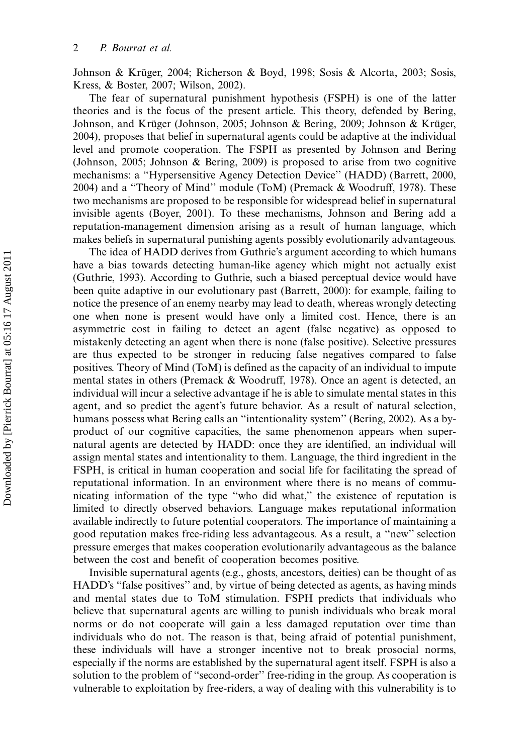Johnson & Krüger, 2004; Richerson & Boyd, 1998; Sosis & Alcorta, 2003; Sosis, Kress, & Boster, 2007; Wilson, 2002).

The fear of supernatural punishment hypothesis (FSPH) is one of the latter theories and is the focus of the present article. This theory, defended by Bering, Johnson, and Krüger (Johnson, 2005; Johnson & Bering, 2009; Johnson & Krüger, 2004), proposes that belief in supernatural agents could be adaptive at the individual level and promote cooperation. The FSPH as presented by Johnson and Bering (Johnson, 2005; Johnson & Bering, 2009) is proposed to arise from two cognitive mechanisms: a "Hypersensitive Agency Detection Device" (HADD) (Barrett, 2000, 2004) and a "Theory of Mind" module (ToM) (Premack & Woodruff, 1978). These two mechanisms are proposed to be responsible for widespread belief in supernatural invisible agents (Boyer, 2001). To these mechanisms, Johnson and Bering add a reputation-management dimension arising as a result of human language, which makes beliefs in supernatural punishing agents possibly evolutionarily advantageous.

The idea of HADD derives from Guthrie's argument according to which humans have a bias towards detecting human-like agency which might not actually exist (Guthrie, 1993). According to Guthrie, such a biased perceptual device would have been quite adaptive in our evolutionary past (Barrett, 2000): for example, failing to notice the presence of an enemy nearby may lead to death, whereas wrongly detecting one when none is present would have only a limited cost. Hence, there is an asymmetric cost in failing to detect an agent (false negative) as opposed to mistakenly detecting an agent when there is none (false positive). Selective pressures are thus expected to be stronger in reducing false negatives compared to false positives. Theory of Mind (ToM) is defined as the capacity of an individual to impute mental states in others (Premack & Woodruff, 1978). Once an agent is detected, an individual will incur a selective advantage if he is able to simulate mental states in this agent, and so predict the agent's future behavior. As a result of natural selection, humans possess what Bering calls an "intentionality system" (Bering, 2002). As a by-product of our cognitive capacities, the same phenomenon appears when supernatural agents are detected by HADD: once they are identified, an individual will assign mental states and intentionality to them. Language, the third ingredient in the FSPH, is critical in human cooperation and social life for facilitating the spread of reputational information. In an environment where there is no means of communicating information of the type "who did what," the existence of reputation is limited to directly observed behaviors. Language makes reputational information available indirectly to future potential cooperators. The importance of maintaining a good reputation makes free-riding less advantageous. As a result, a "new" selection pressure emerges that makes cooperation evolutionarily advantageous as the balance between the cost and benefit of cooperation becomes positive.

Invisible supernatural agents (e.g., ghosts, ancestors, deities) can be thought of as HADD's "false positives" and, by virtue of being detected as agents, as having minds and mental states due to ToM stimulation. FSPH predicts that individuals who believe that supernatural agents are willing to punish individuals who break moral norms or do not cooperate will gain a less damaged reputation over time than individuals who do not. The reason is that, being afraid of potential punishment, these individuals will have a stronger incentive not to break prosocial norms, especially if the norms are established by the supernatural agent itself. FSPH is also a solution to the problem of "second-order" free-riding in the group. As cooperation is vulnerable to exploitation by free-riders, a way of dealing with this vulnerability is to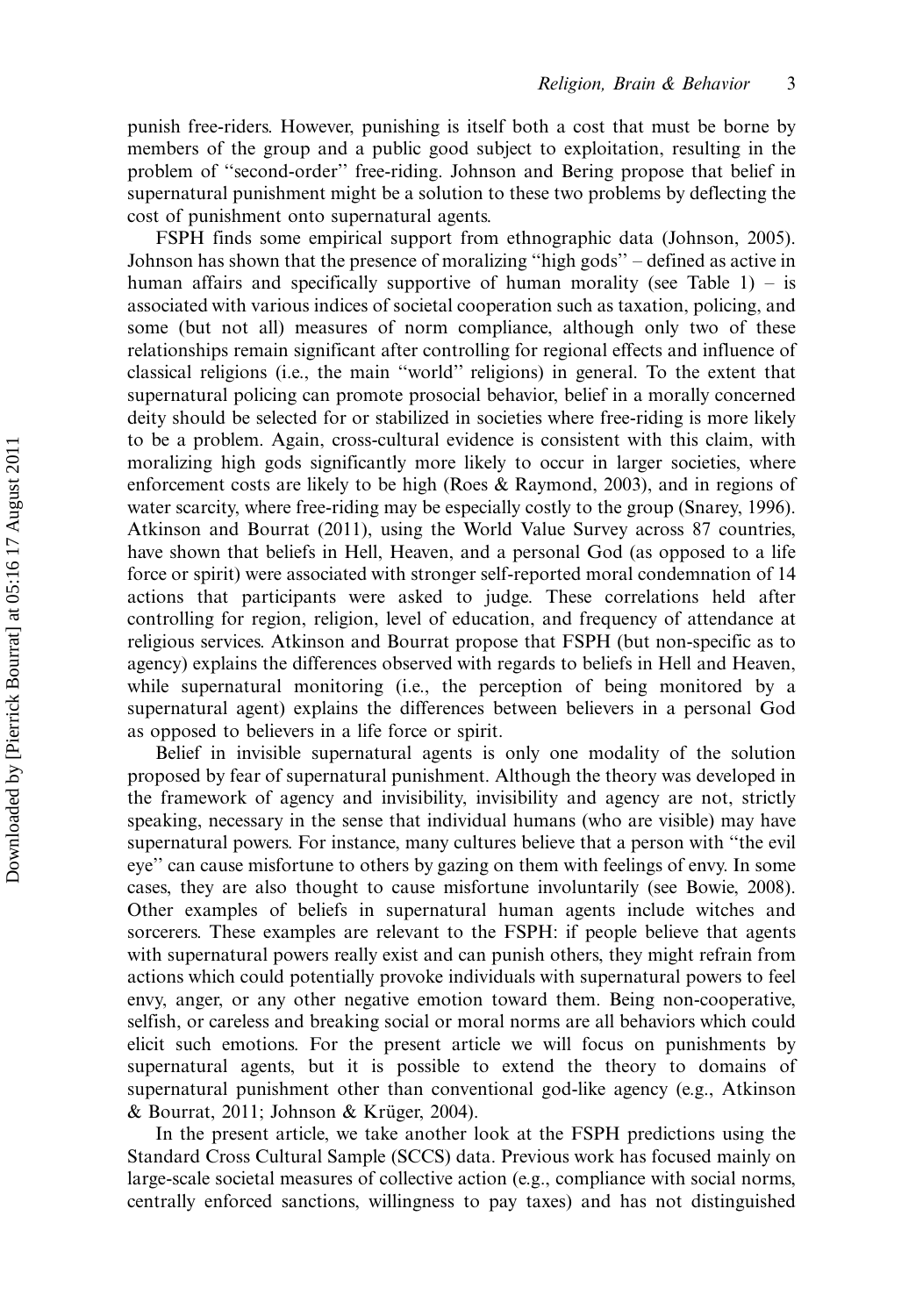punish free-riders. However, punishing is itself both a cost that must be borne by members of the group and a public good subject to exploitation, resulting in the problem of "second-order" free-riding. Johnson and Bering propose that belief in supernatural punishment might be a solution to these two problems by deflecting the cost of punishment onto supernatural agents.

FSPH finds some empirical support from ethnographic data (Johnson, 2005). Johnson has shown that the presence of moralizing "high gods" – defined as active in human affairs and specifically supportive of human morality (see Table 1) – is associated with various indices of societal cooperation such as taxation, policing, and some (but not all) measures of norm compliance, although only two of these relationships remain significant after controlling for regional effects and influence of classical religions (i.e., the main "world" religions) in general. To the extent that supernatural policing can promote prosocial behavior, belief in a morally concerned deity should be selected for or stabilized in societies where free-riding is more likely to be a problem. Again, cross-cultural evidence is consistent with this claim, with moralizing high gods significantly more likely to occur in larger societies, where enforcement costs are likely to be high (Roes & Raymond, 2003), and in regions of water scarcity, where free-riding may be especially costly to the group (Snarey, 1996). Atkinson and Bourrat (2011), using the World Value Survey across 87 countries, have shown that beliefs in Hell, Heaven, and a personal God (as opposed to a life force or spirit) were associated with stronger self-reported moral condemnation of 14 actions that participants were asked to judge. These correlations held after controlling for region, religion, level of education, and frequency of attendance at religious services. Atkinson and Bourrat propose that FSPH (but non-specific as to agency) explains the differences observed with regards to beliefs in Hell and Heaven, while supernatural monitoring (i.e., the perception of being monitored by a supernatural agent) explains the differences between believers in a personal God as opposed to believers in a life force or spirit.

Belief in invisible supernatural agents is only one modality of the solution proposed by fear of supernatural punishment. Although the theory was developed in the framework of agency and invisibility, invisibility and agency are not, strictly speaking, necessary in the sense that individual humans (who are visible) may have supernatural powers. For instance, many cultures believe that a person with "the evil eye" can cause misfortune to others by gazing on them with feelings of envy. In some cases, they are also thought to cause misfortune involuntarily (see Bowie, 2008). Other examples of beliefs in supernatural human agents include witches and sorcerers. These examples are relevant to the FSPH: if people believe that agents with supernatural powers really exist and can punish others, they might refrain from actions which could potentially provoke individuals with supernatural powers to feel envy, anger, or any other negative emotion toward them. Being non-cooperative, selfish, or careless and breaking social or moral norms are all behaviors which could elicit such emotions. For the present article we will focus on punishments by supernatural agents, but it is possible to extend the theory to domains of supernatural punishment other than conventional god-like agency (e.g., Atkinson & Bourrat, 2011; Johnson & Krüger, 2004).

In the present article, we take another look at the FSPH predictions using the Standard Cross Cultural Sample (SCCS) data. Previous work has focused mainly on large-scale societal measures of collective action (e.g., compliance with social norms, centrally enforced sanctions, willingness to pay taxes) and has not distinguished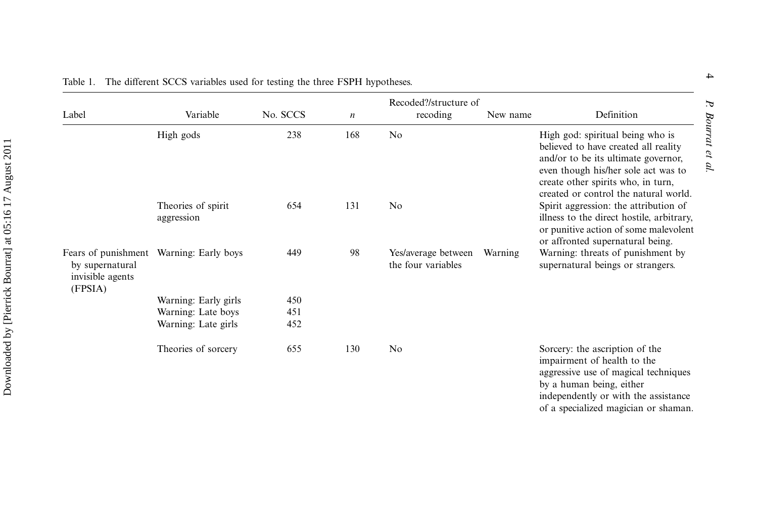Table 1. The different SCCS variables used for testing the three FSPH hypotheses.

| Label | Variable | No. SCCS | $n$ | Recoded?/structure of recoding | New name | Definition |
|---|---|---|---|---|---|---|
| | High gods | 238 | 168 | No | | High god: spiritual being who is believed to have created all reality and/or to be its ultimate governor, even though his/her sole act was to create other spirits who, in turn, created or control the natural world. |
| | Theories of spirit aggression | 654 | 131 | No | | Spirit aggression: the attribution of illness to the direct hostile, arbitrary, or punitive action of some malevolent or affronted supernatural being. |
| Fears of punishment by supernatural invisible agents (FPSIA) | Warning: Early boys | 449 | 98 | Yes/average between the four variables | Warning | Warning: threats of punishment by supernatural beings or strangers. |
| | Warning: Early girls | 450 | | | | |
| | Warning: Late boys | 451 | | | | |
| | Warning: Late girls | 452 | | | | |
| | Theories of sorcery | 655 | 130 | No | | Sorcery: the ascription of the impairment of health to the aggressive use of magical techniques by a human being, either independently or with the assistance of a specialized magician or shaman. |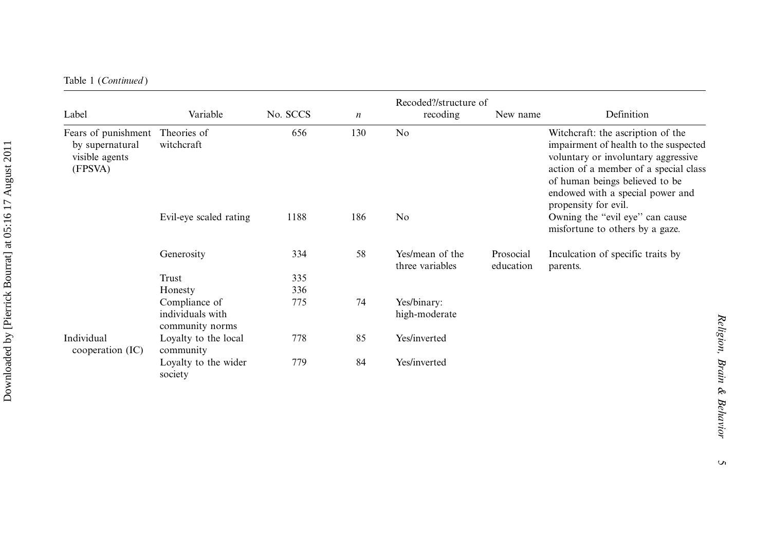Table 1 (*Continued*)

| Label | Variable | No. SCCS | *n* | Recoded?/structure of recoding | New name | Definition |
|---|---|---|---|---|---|---|
| Fears of punishment by supernatural visible agents (FPSVA) | Theories of witchcraft | 656 | 130 | No | | Witchcraft: the ascription of the impairment of health to the suspected voluntary or involuntary aggressive action of a member of a special class of human beings believed to be endowed with a special power and propensity for evil. |
| | Evil-eye scaled rating | 1188 | 186 | No | | Owning the "evil eye" can cause misfortune to others by a gaze. |
| | Generosity | 334 | 58 | Yes/mean of the three variables | Prosocial education | Inculcation of specific traits by parents. |
| | Trust | 335 | | | | |
| | Honesty | 336 | | | | |
| | Compliance of individuals with community norms | 775 | 74 | Yes/binary: high-moderate | | |
| Individual cooperation (IC) | Loyalty to the local community | 778 | 85 | Yes/inverted | | |
| | Loyalty to the wider society | 779 | 84 | Yes/inverted | | |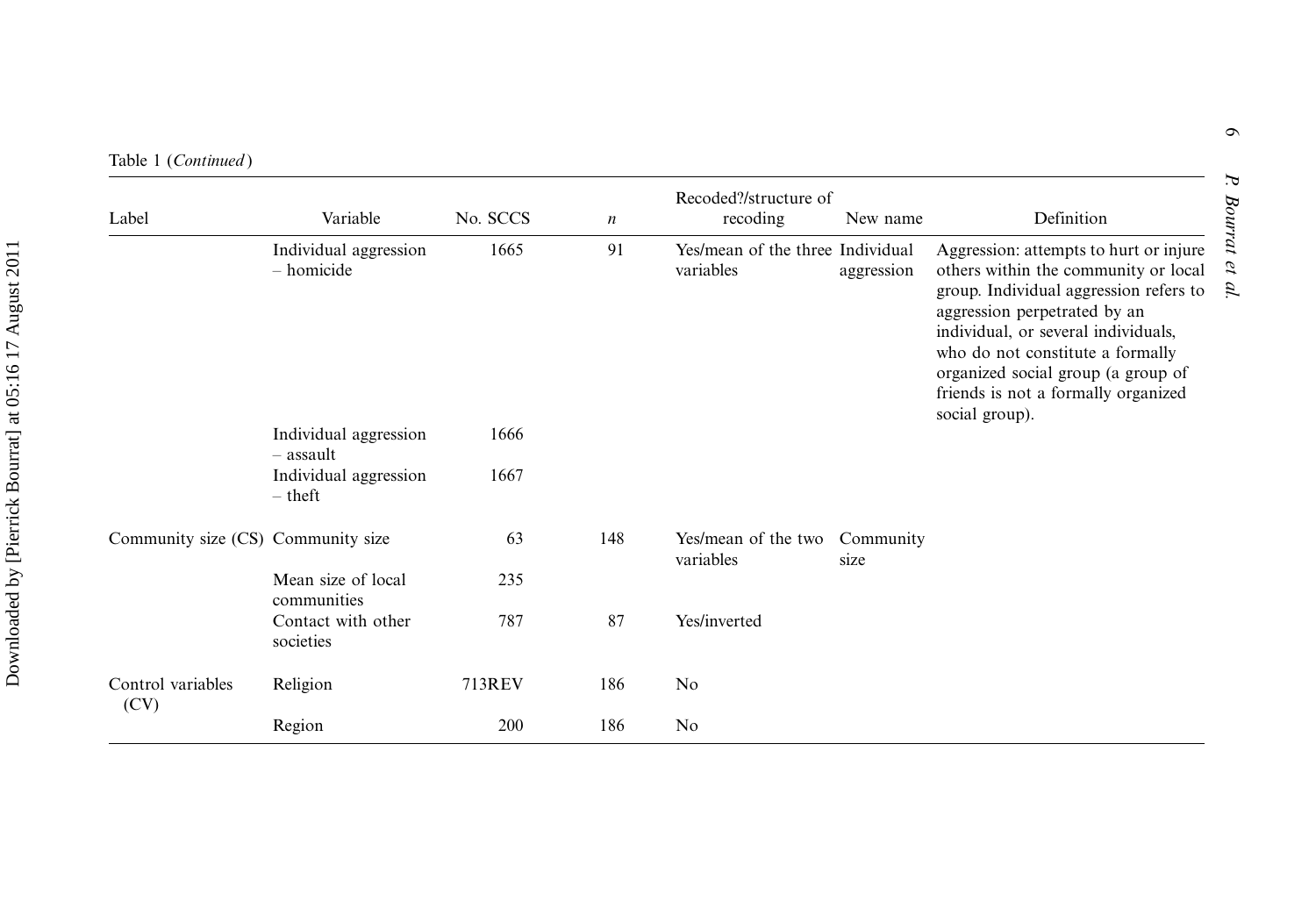Table 1 (*Continued*)

| Label | Variable | No. SCCS | *n* | Recoded?/structure of recoding | New name | Definition |
|---|---|---|---|---|---|---|
| | Individual aggression – homicide | 1665 | 91 | Yes/mean of the three variables | Individual aggression | Aggression: attempts to hurt or injure others within the community or local group. Individual aggression refers to aggression perpetrated by an individual, or several individuals, who do not constitute a formally organized social group (a group of friends is not a formally organized social group). |
| | Individual aggression – assault | 1666 | | | | |
| | Individual aggression – theft | 1667 | | | | |
| Community size (CS) | Community size | 63 | 148 | Yes/mean of the two variables | Community size | |
| | Mean size of local communities | 235 | | | | |
| | Contact with other societies | 787 | 87 | Yes/inverted | | |
| Control variables (CV) | Religion | 713REV | 186 | No | | |
| | Region | 200 | 186 | No | | |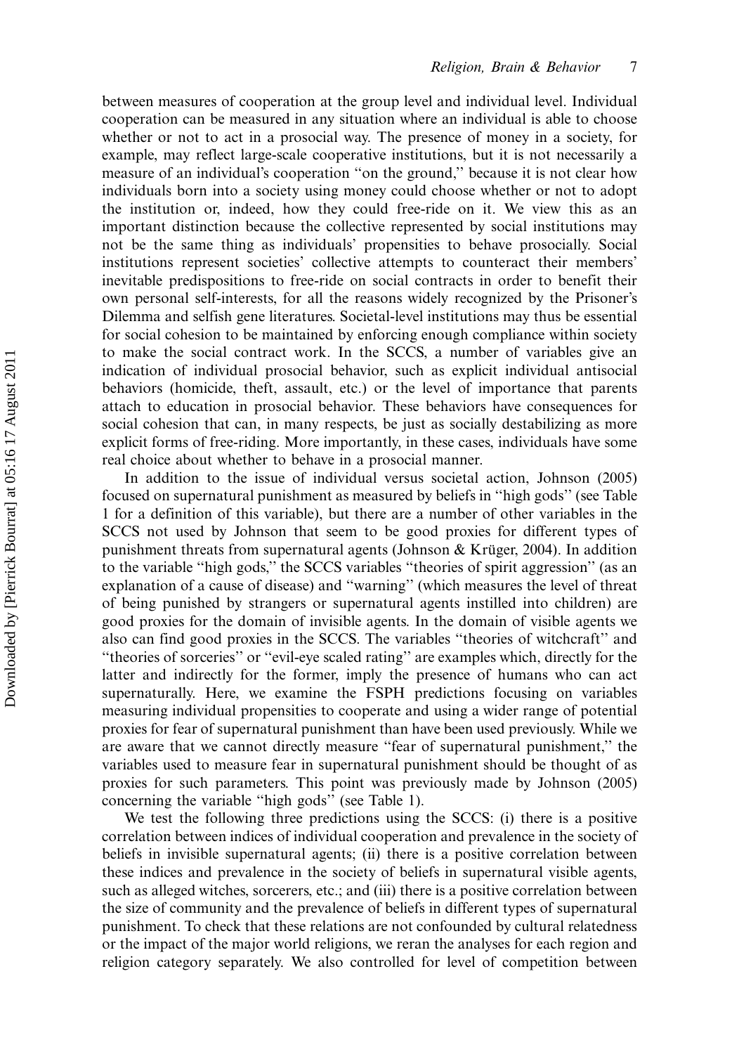between measures of cooperation at the group level and individual level. Individual cooperation can be measured in any situation where an individual is able to choose whether or not to act in a prosocial way. The presence of money in a society, for example, may reflect large-scale cooperative institutions, but it is not necessarily a measure of an individual's cooperation "on the ground," because it is not clear how individuals born into a society using money could choose whether or not to adopt the institution or, indeed, how they could free-ride on it. We view this as an important distinction because the collective represented by social institutions may not be the same thing as individuals' propensities to behave prosocially. Social institutions represent societies' collective attempts to counteract their members' inevitable predispositions to free-ride on social contracts in order to benefit their own personal self-interests, for all the reasons widely recognized by the Prisoner's Dilemma and selfish gene literatures. Societal-level institutions may thus be essential for social cohesion to be maintained by enforcing enough compliance within society to make the social contract work. In the SCCS, a number of variables give an indication of individual prosocial behavior, such as explicit individual antisocial behaviors (homicide, theft, assault, etc.) or the level of importance that parents attach to education in prosocial behavior. These behaviors have consequences for social cohesion that can, in many respects, be just as socially destabilizing as more explicit forms of free-riding. More importantly, in these cases, individuals have some real choice about whether to behave in a prosocial manner.

In addition to the issue of individual versus societal action, Johnson (2005) focused on supernatural punishment as measured by beliefs in "high gods" (see Table 1 for a definition of this variable), but there are a number of other variables in the SCCS not used by Johnson that seem to be good proxies for different types of punishment threats from supernatural agents (Johnson & Krüger, 2004). In addition to the variable "high gods," the SCCS variables "theories of spirit aggression" (as an explanation of a cause of disease) and "warning" (which measures the level of threat of being punished by strangers or supernatural agents instilled into children) are good proxies for the domain of invisible agents. In the domain of visible agents we also can find good proxies in the SCCS. The variables "theories of witchcraft" and "theories of sorceries" or "evil-eye scaled rating" are examples which, directly for the latter and indirectly for the former, imply the presence of humans who can act supernaturally. Here, we examine the FSPH predictions focusing on variables measuring individual propensities to cooperate and using a wider range of potential proxies for fear of supernatural punishment than have been used previously. While we are aware that we cannot directly measure "fear of supernatural punishment," the variables used to measure fear in supernatural punishment should be thought of as proxies for such parameters. This point was previously made by Johnson (2005) concerning the variable "high gods" (see Table 1).

We test the following three predictions using the SCCS: (i) there is a positive correlation between indices of individual cooperation and prevalence in the society of beliefs in invisible supernatural agents; (ii) there is a positive correlation between these indices and prevalence in the society of beliefs in supernatural visible agents, such as alleged witches, sorcerers, etc.; and (iii) there is a positive correlation between the size of community and the prevalence of beliefs in different types of supernatural punishment. To check that these relations are not confounded by cultural relatedness or the impact of the major world religions, we reran the analyses for each region and religion category separately. We also controlled for level of competition between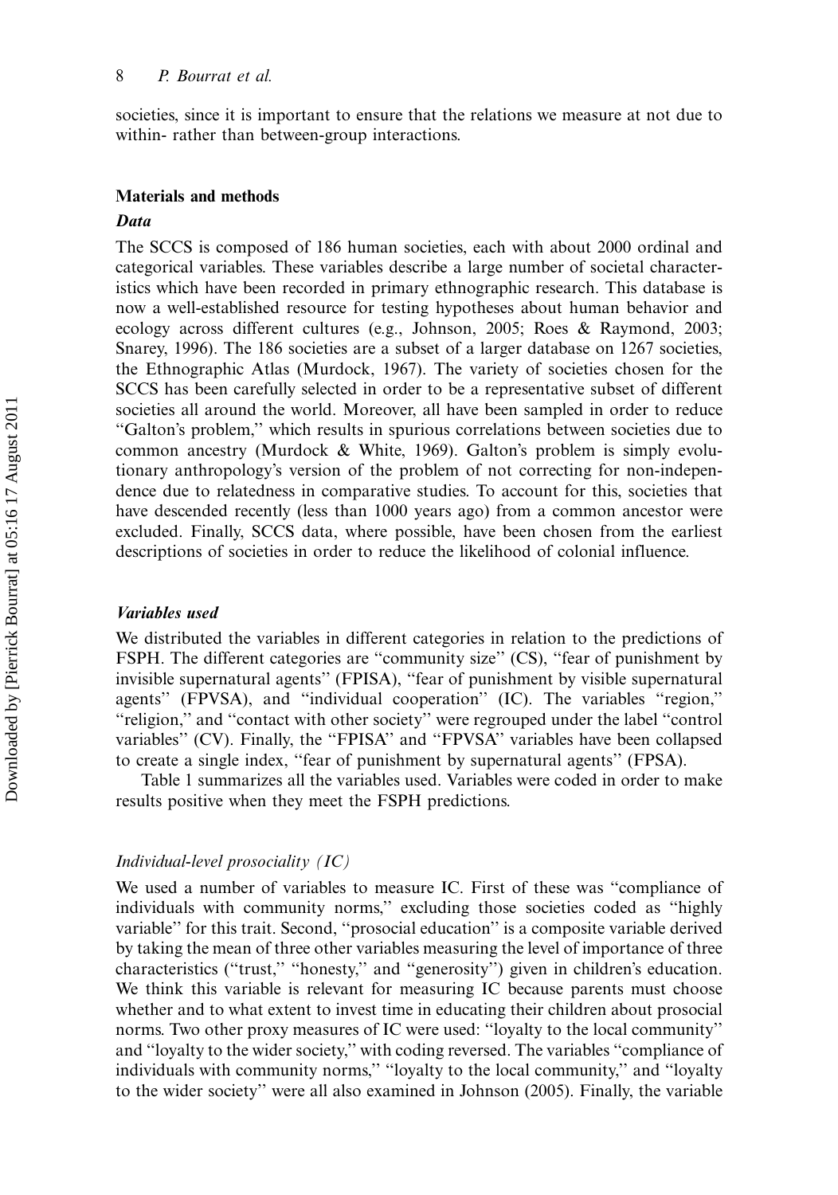societies, since it is important to ensure that the relations we measure at not due to within- rather than between-group interactions.

## Materials and methods

### *Data*

The SCCS is composed of 186 human societies, each with about 2000 ordinal and categorical variables. These variables describe a large number of societal characteristics which have been recorded in primary ethnographic research. This database is now a well-established resource for testing hypotheses about human behavior and ecology across different cultures (e.g., Johnson, 2005; Roes & Raymond, 2003; Snarey, 1996). The 186 societies are a subset of a larger database on 1267 societies, the Ethnographic Atlas (Murdock, 1967). The variety of societies chosen for the SCCS has been carefully selected in order to be a representative subset of different societies all around the world. Moreover, all have been sampled in order to reduce "Galton's problem," which results in spurious correlations between societies due to common ancestry (Murdock & White, 1969). Galton's problem is simply evolutionary anthropology's version of the problem of not correcting for non-independence due to relatedness in comparative studies. To account for this, societies that have descended recently (less than 1000 years ago) from a common ancestor were excluded. Finally, SCCS data, where possible, have been chosen from the earliest descriptions of societies in order to reduce the likelihood of colonial influence.

### *Variables used*

We distributed the variables in different categories in relation to the predictions of FSPH. The different categories are "community size" (CS), "fear of punishment by invisible supernatural agents" (FPISA), "fear of punishment by visible supernatural agents" (FPVSA), and "individual cooperation" (IC). The variables "region," "religion," and "contact with other society" were regrouped under the label "control variables" (CV). Finally, the "FPISA" and "FPVSA" variables have been collapsed to create a single index, "fear of punishment by supernatural agents" (FPSA).

Table 1 summarizes all the variables used. Variables were coded in order to make results positive when they meet the FSPH predictions.

#### *Individual-level prosociality (IC)*

We used a number of variables to measure IC. First of these was "compliance of individuals with community norms," excluding those societies coded as "highly variable" for this trait. Second, "prosocial education" is a composite variable derived by taking the mean of three other variables measuring the level of importance of three characteristics ("trust," "honesty," and "generosity") given in children's education. We think this variable is relevant for measuring IC because parents must choose whether and to what extent to invest time in educating their children about prosocial norms. Two other proxy measures of IC were used: "loyalty to the local community" and "loyalty to the wider society," with coding reversed. The variables "compliance of individuals with community norms," "loyalty to the local community," and "loyalty to the wider society" were all also examined in Johnson (2005). Finally, the variable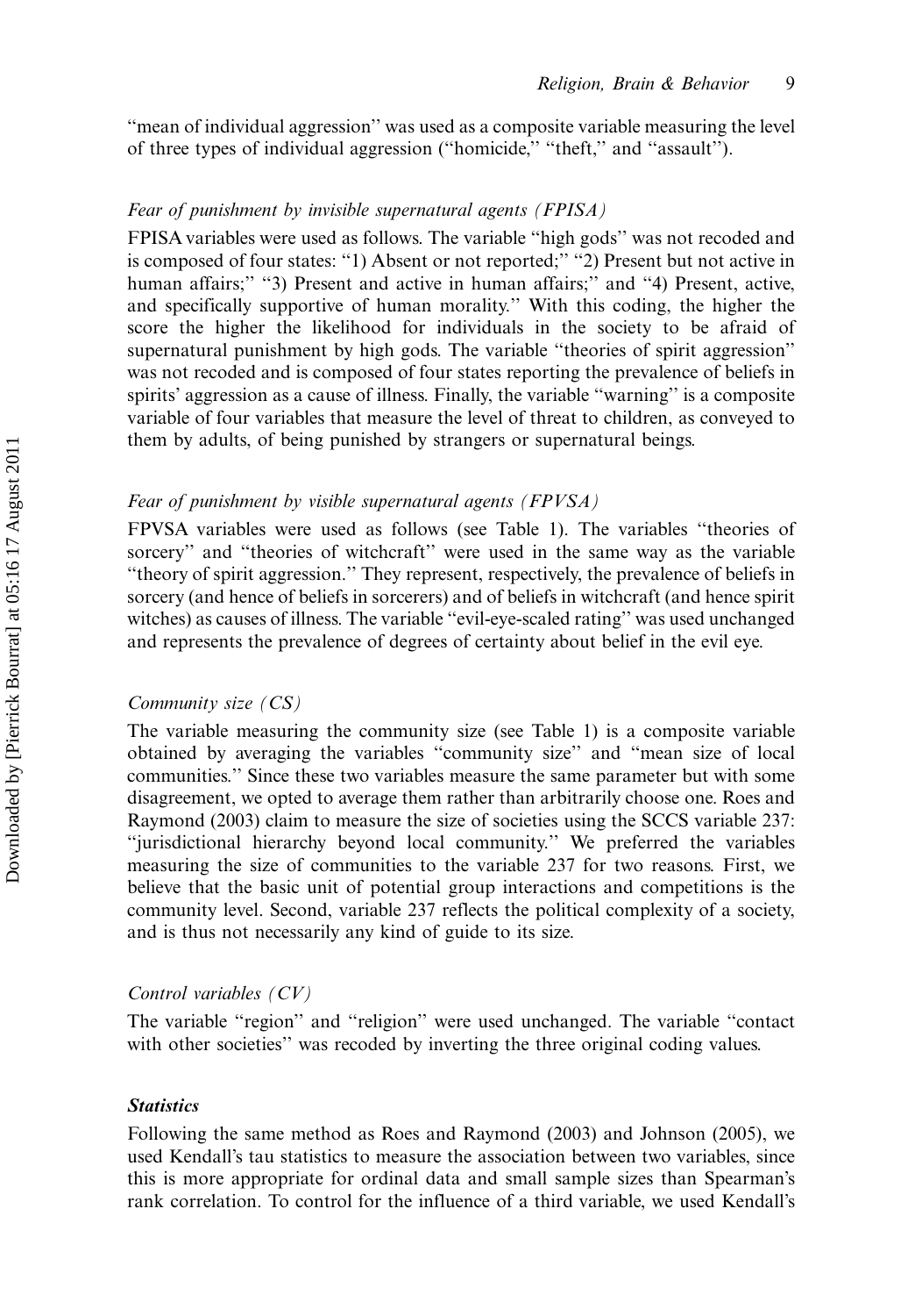"mean of individual aggression" was used as a composite variable measuring the level of three types of individual aggression ("homicide," "theft," and "assault").

*Fear of punishment by invisible supernatural agents (FPISA)*

FPISA variables were used as follows. The variable "high gods" was not recoded and is composed of four states: "1) Absent or not reported;" "2) Present but not active in human affairs;" "3) Present and active in human affairs;" and "4) Present, active, and specifically supportive of human morality." With this coding, the higher the score the higher the likelihood for individuals in the society to be afraid of supernatural punishment by high gods. The variable "theories of spirit aggression" was not recoded and is composed of four states reporting the prevalence of beliefs in spirits' aggression as a cause of illness. Finally, the variable "warning" is a composite variable of four variables that measure the level of threat to children, as conveyed to them by adults, of being punished by strangers or supernatural beings.

*Fear of punishment by visible supernatural agents (FPVSA)*

FPVSA variables were used as follows (see Table 1). The variables "theories of sorcery" and "theories of witchcraft" were used in the same way as the variable "theory of spirit aggression." They represent, respectively, the prevalence of beliefs in sorcery (and hence of beliefs in sorcerers) and of beliefs in witchcraft (and hence spirit witches) as causes of illness. The variable "evil-eye-scaled rating" was used unchanged and represents the prevalence of degrees of certainty about belief in the evil eye.

*Community size (CS)*

The variable measuring the community size (see Table 1) is a composite variable obtained by averaging the variables "community size" and "mean size of local communities." Since these two variables measure the same parameter but with some disagreement, we opted to average them rather than arbitrarily choose one. Roes and Raymond (2003) claim to measure the size of societies using the SCCS variable 237: "jurisdictional hierarchy beyond local community." We preferred the variables measuring the size of communities to the variable 237 for two reasons. First, we believe that the basic unit of potential group interactions and competitions is the community level. Second, variable 237 reflects the political complexity of a society, and is thus not necessarily any kind of guide to its size.

*Control variables (CV)*

The variable "region" and "religion" were used unchanged. The variable "contact with other societies" was recoded by inverting the three original coding values.

***Statistics***

Following the same method as Roes and Raymond (2003) and Johnson (2005), we used Kendall's tau statistics to measure the association between two variables, since this is more appropriate for ordinal data and small sample sizes than Spearman's rank correlation. To control for the influence of a third variable, we used Kendall's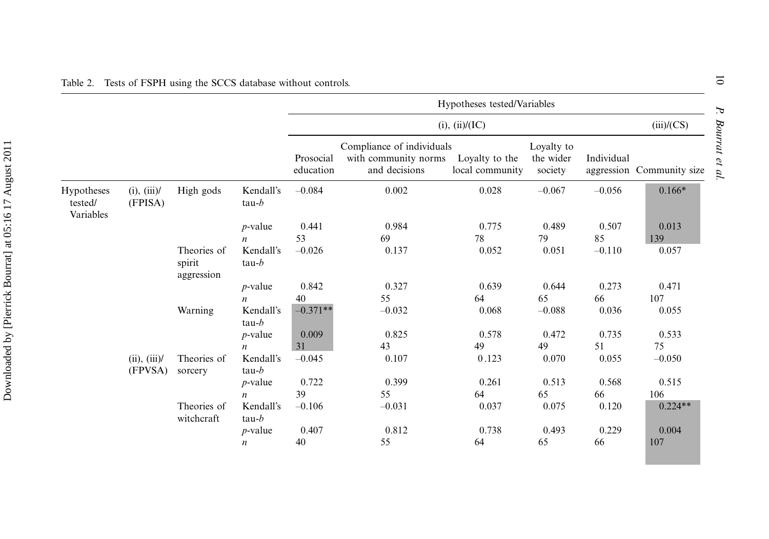Table 2. Tests of FSPH using the SCCS database without controls.

| | | | | Hypotheses tested/Variables | | | | | |
|---|---|---|---|---|---|---|---|---|---|
| | | | | (i), (ii)/(IC) | | | | | (iii)/(CS) |
| | | | | Prosocial education | Compliance of individuals with community norms and decisions | Loyalty to the local community | Loyalty to the wider society | Individual aggression | Community size |
| Hypotheses tested/ Variables | (i), (iii)/ (FPISA) | High gods | Kendall's tau-*b* | –0.084 | 0.002 | 0.028 | –0.067 | –0.056 | 0.166* |
| | | | *p*-value | 0.441 | 0.984 | 0.775 | 0.489 | 0.507 | 0.013 |
| | | | *n* | 53 | 69 | 78 | 79 | 85 | 139 |
| | | Theories of spirit aggression | Kendall's tau-*b* | –0.026 | 0.137 | 0.052 | 0.051 | –0.110 | 0.057 |
| | | | *p*-value | 0.842 | 0.327 | 0.639 | 0.644 | 0.273 | 0.471 |
| | | | *n* | 40 | 55 | 64 | 65 | 66 | 107 |
| | | Warning | Kendall's tau-*b* | –0.371** | –0.032 | 0.068 | –0.088 | 0.036 | 0.055 |
| | | | *p*-value | 0.009 | 0.825 | 0.578 | 0.472 | 0.735 | 0.533 |
| | | | *n* | 31 | 43 | 49 | 49 | 51 | 75 |
| | (ii), (iii)/ (FPVSA) | Theories of sorcery | Kendall's tau-*b* | –0.045 | 0.107 | 0.123 | 0.070 | 0.055 | –0.050 |
| | | | *p*-value | 0.722 | 0.399 | 0.261 | 0.513 | 0.568 | 0.515 |
| | | | *n* | 39 | 55 | 64 | 65 | 66 | 106 |
| | | Theories of witchcraft | Kendall's tau-*b* | –0.106 | –0.031 | 0.037 | 0.075 | 0.120 | 0.224** |
| | | | *p*-value | 0.407 | 0.812 | 0.738 | 0.493 | 0.229 | 0.004 |
| | | | *n* | 40 | 55 | 64 | 65 | 66 | 107 |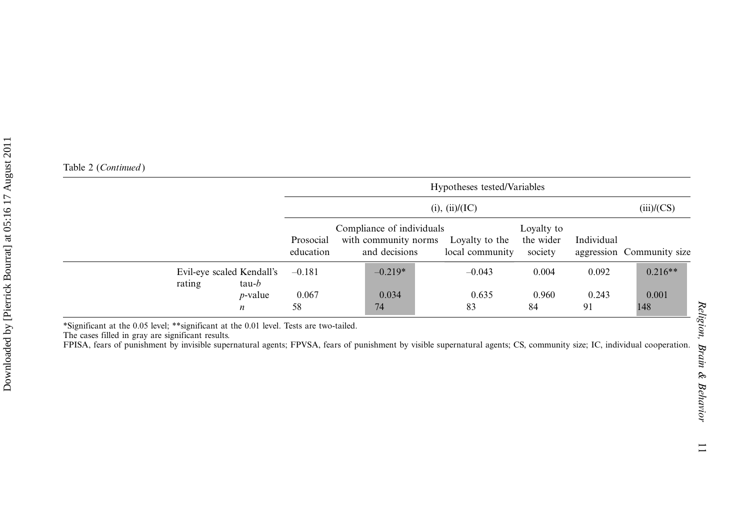Table 2 (*Continued*)

| | | Hypotheses tested/Variables | | | | | |
|---|---|---|---|---|---|---|---|
| | | (i), (ii)/(IC) | | | | | (iii)/(CS) |
| | | Prosocial education | Compliance of individuals with community norms and decisions | Loyalty to the local community | Loyalty to the wider society | Individual aggression | Community size |
| Evil-eye scaled rating | Kendall's tau-*b* | –0.181 | –0.219* | –0.043 | 0.004 | 0.092 | 0.216** |
| | *p*-value | 0.067 | 0.034 | 0.635 | 0.960 | 0.243 | 0.001 |
| | *n* | 58 | 74 | 83 | 84 | 91 | 148 |

*Significant at the 0.05 level; **significant at the 0.01 level. Tests are two-tailed.
The cases filled in gray are significant results.
FPISA, fears of punishment by invisible supernatural agents; FPVSA, fears of punishment by visible supernatural agents; CS, community size; IC, individual cooperation.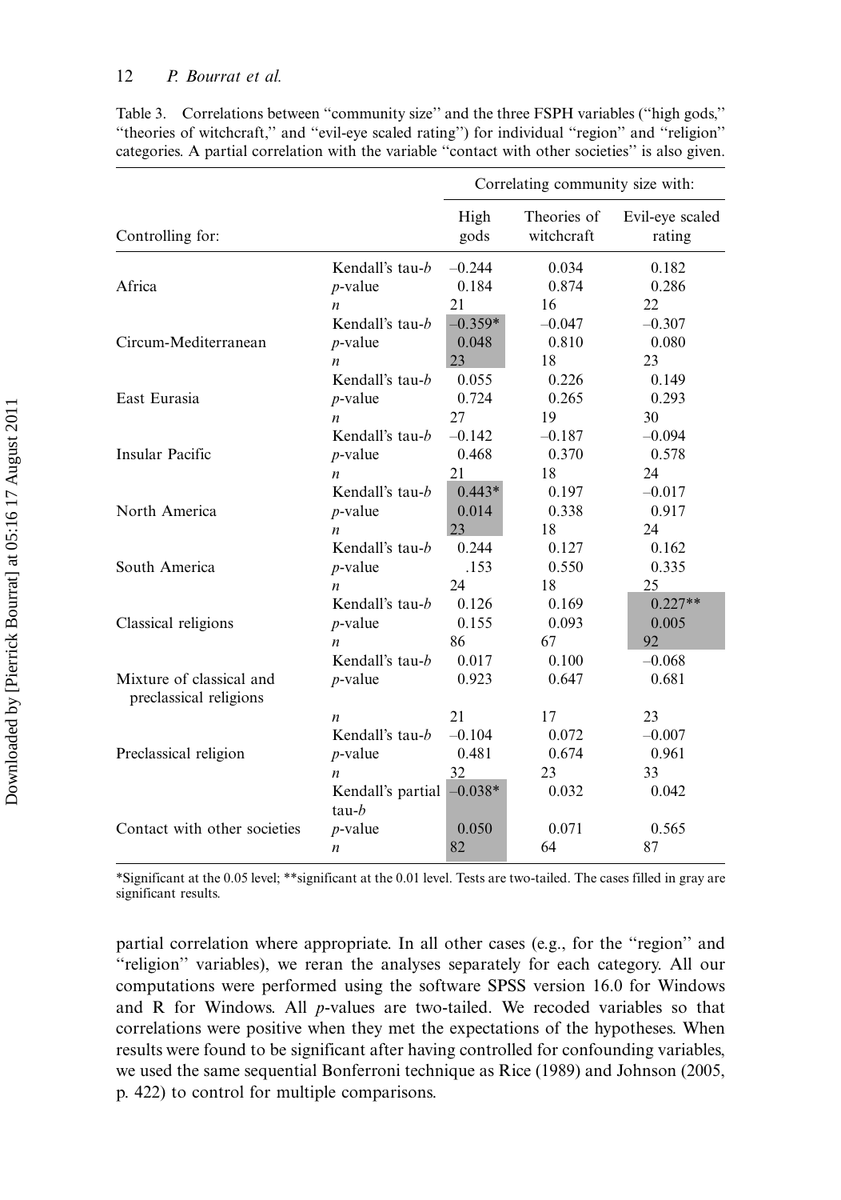Table 3. Correlations between "community size" and the three FSPH variables ("high gods," "theories of witchcraft," and "evil-eye scaled rating") for individual "region" and "religion" categories. A partial correlation with the variable "contact with other societies" is also given.

| | | Correlating community size with: | | |
|---|---|---|---|---|
| Controlling for: | | High gods | Theories of witchcraft | Evil-eye scaled rating |
| Africa | Kendall's tau-*b* | –0.244 | 0.034 | 0.182 |
| | *p*-value | 0.184 | 0.874 | 0.286 |
| | *n* | 21 | 16 | 22 |
| Circum-Mediterranean | Kendall's tau-*b* | –0.359* | –0.047 | –0.307 |
| | *p*-value | 0.048 | 0.810 | 0.080 |
| | *n* | 23 | 18 | 23 |
| East Eurasia | Kendall's tau-*b* | 0.055 | 0.226 | 0.149 |
| | *p*-value | 0.724 | 0.265 | 0.293 |
| | *n* | 27 | 19 | 30 |
| Insular Pacific | Kendall's tau-*b* | –0.142 | –0.187 | –0.094 |
| | *p*-value | 0.468 | 0.370 | 0.578 |
| | *n* | 21 | 18 | 24 |
| North America | Kendall's tau-*b* | 0.443* | 0.197 | –0.017 |
| | *p*-value | 0.014 | 0.338 | 0.917 |
| | *n* | 23 | 18 | 24 |
| South America | Kendall's tau-*b* | 0.244 | 0.127 | 0.162 |
| | *p*-value | .153 | 0.550 | 0.335 |
| | *n* | 24 | 18 | 25 |
| Classical religions | Kendall's tau-*b* | 0.126 | 0.169 | 0.227** |
| | *p*-value | 0.155 | 0.093 | 0.005 |
| | *n* | 86 | 67 | 92 |
| Mixture of classical and preclassical religions | Kendall's tau-*b* | 0.017 | 0.100 | –0.068 |
| | *p*-value | 0.923 | 0.647 | 0.681 |
| | *n* | 21 | 17 | 23 |
| Preclassical religion | Kendall's tau-*b* | –0.104 | 0.072 | –0.007 |
| | *p*-value | 0.481 | 0.674 | 0.961 |
| | *n* | 32 | 23 | 33 |
| Contact with other societies | Kendall's partial tau-*b* | –0.038* | 0.032 | 0.042 |
| | *p*-value | 0.050 | 0.071 | 0.565 |
| | *n* | 82 | 64 | 87 |

*Significant at the 0.05 level; **significant at the 0.01 level. Tests are two-tailed. The cases filled in gray are significant results.

partial correlation where appropriate. In all other cases (e.g., for the "region" and "religion" variables), we reran the analyses separately for each category. All our computations were performed using the software SPSS version 16.0 for Windows and R for Windows. All *p*-values are two-tailed. We recoded variables so that correlations were positive when they met the expectations of the hypotheses. When results were found to be significant after having controlled for confounding variables, we used the same sequential Bonferroni technique as Rice (1989) and Johnson (2005, p. 422) to control for multiple comparisons.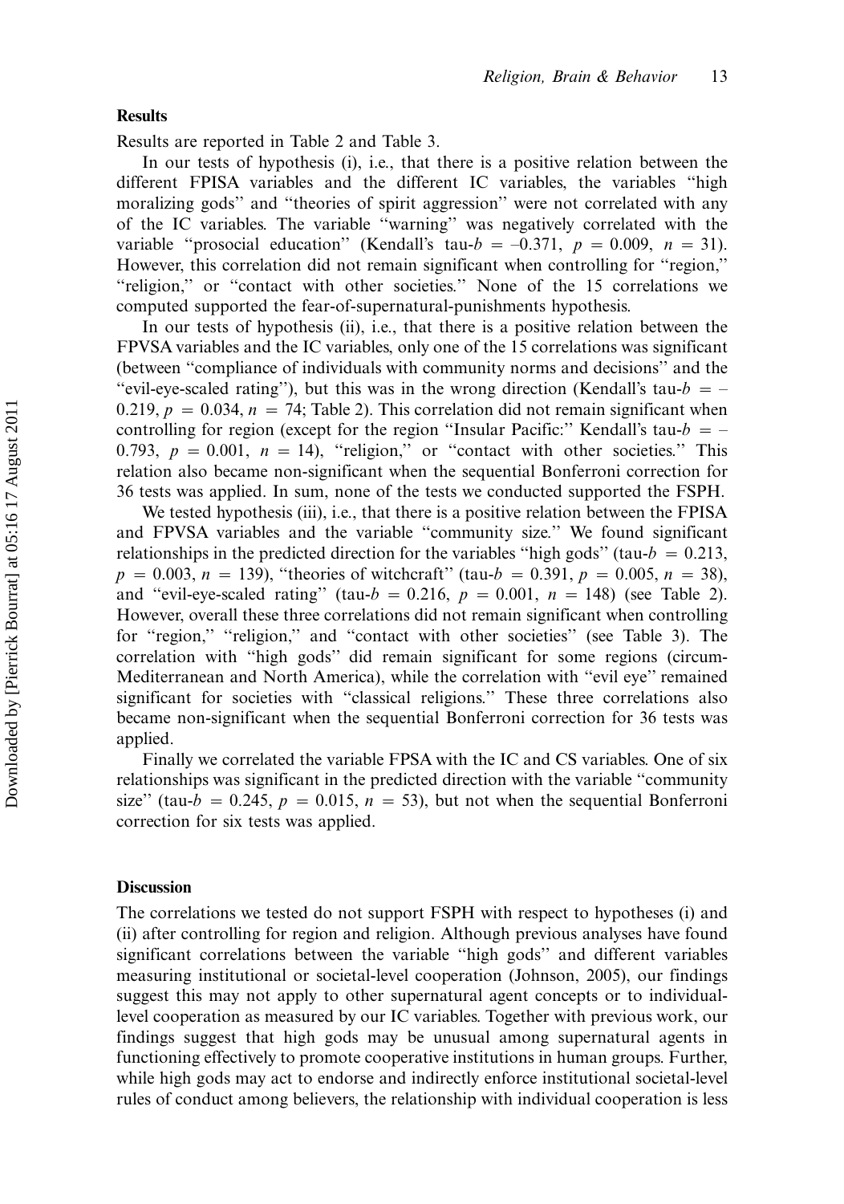## Results

Results are reported in Table 2 and Table 3.

In our tests of hypothesis (i), i.e., that there is a positive relation between the different FPISA variables and the different IC variables, the variables "high moralizing gods" and "theories of spirit aggression" were not correlated with any of the IC variables. The variable "warning" was negatively correlated with the variable "prosocial education" (Kendall's tau-$b$ = –0.371, $p$ = 0.009, $n$ = 31). However, this correlation did not remain significant when controlling for "region," "religion," or "contact with other societies." None of the 15 correlations we computed supported the fear-of-supernatural-punishments hypothesis.

In our tests of hypothesis (ii), i.e., that there is a positive relation between the FPVSA variables and the IC variables, only one of the 15 correlations was significant (between "compliance of individuals with community norms and decisions" and the "evil-eye-scaled rating"), but this was in the wrong direction (Kendall's tau-$b$ = – 0.219, $p$ = 0.034, $n$ = 74; Table 2). This correlation did not remain significant when controlling for region (except for the region "Insular Pacific:" Kendall's tau-$b$ = – 0.793, $p$ = 0.001, $n$ = 14), "religion," or "contact with other societies." This relation also became non-significant when the sequential Bonferroni correction for 36 tests was applied. In sum, none of the tests we conducted supported the FSPH.

We tested hypothesis (iii), i.e., that there is a positive relation between the FPISA and FPVSA variables and the variable "community size." We found significant relationships in the predicted direction for the variables "high gods" (tau-$b$ = 0.213, $p$ = 0.003, $n$ = 139), "theories of witchcraft" (tau-$b$ = 0.391, $p$ = 0.005, $n$ = 38), and "evil-eye-scaled rating" (tau-$b$ = 0.216, $p$ = 0.001, $n$ = 148) (see Table 2). However, overall these three correlations did not remain significant when controlling for "region," "religion," and "contact with other societies" (see Table 3). The correlation with "high gods" did remain significant for some regions (circum-Mediterranean and North America), while the correlation with "evil eye" remained significant for societies with "classical religions." These three correlations also became non-significant when the sequential Bonferroni correction for 36 tests was applied.

Finally we correlated the variable FPSA with the IC and CS variables. One of six relationships was significant in the predicted direction with the variable "community size" (tau-$b$ = 0.245, $p$ = 0.015, $n$ = 53), but not when the sequential Bonferroni correction for six tests was applied.

## Discussion

The correlations we tested do not support FSPH with respect to hypotheses (i) and (ii) after controlling for region and religion. Although previous analyses have found significant correlations between the variable "high gods" and different variables measuring institutional or societal-level cooperation (Johnson, 2005), our findings suggest this may not apply to other supernatural agent concepts or to individual-level cooperation as measured by our IC variables. Together with previous work, our findings suggest that high gods may be unusual among supernatural agents in functioning effectively to promote cooperative institutions in human groups. Further, while high gods may act to endorse and indirectly enforce institutional societal-level rules of conduct among believers, the relationship with individual cooperation is less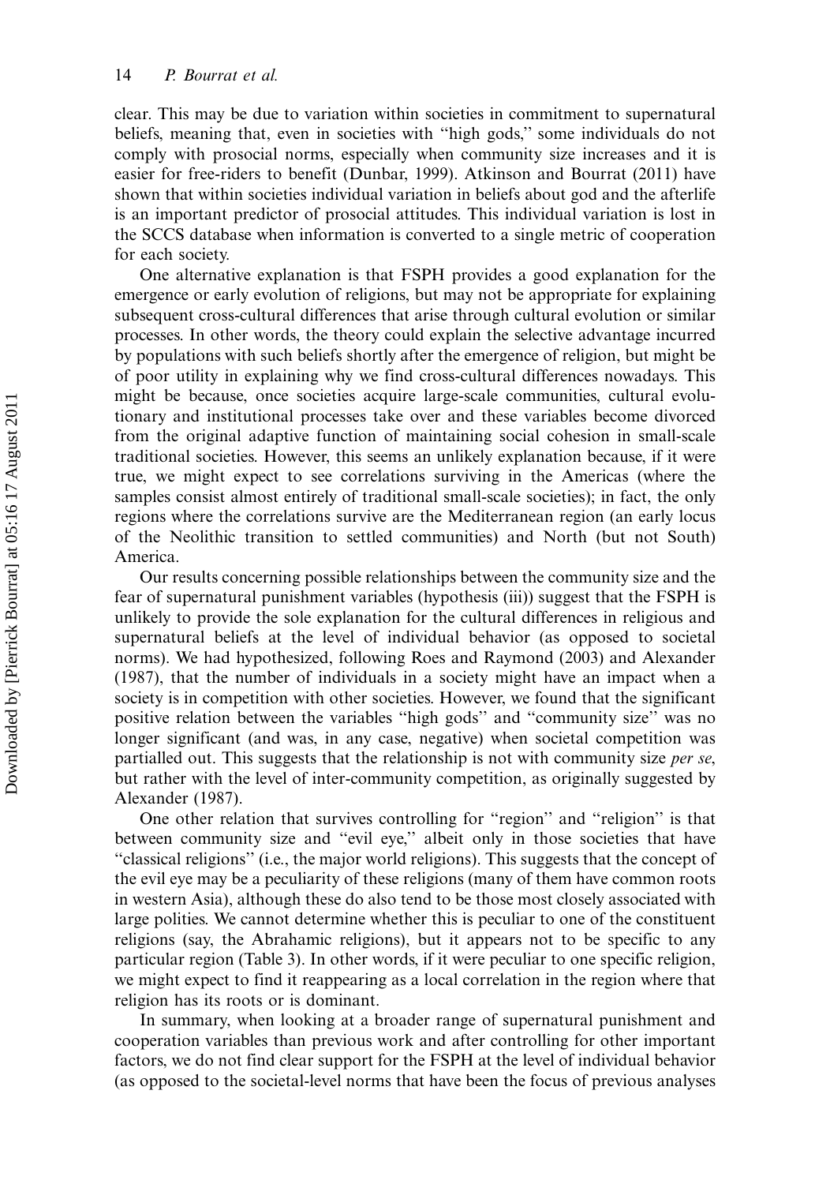clear. This may be due to variation within societies in commitment to supernatural beliefs, meaning that, even in societies with "high gods," some individuals do not comply with prosocial norms, especially when community size increases and it is easier for free-riders to benefit (Dunbar, 1999). Atkinson and Bourrat (2011) have shown that within societies individual variation in beliefs about god and the afterlife is an important predictor of prosocial attitudes. This individual variation is lost in the SCCS database when information is converted to a single metric of cooperation for each society.

One alternative explanation is that FSPH provides a good explanation for the emergence or early evolution of religions, but may not be appropriate for explaining subsequent cross-cultural differences that arise through cultural evolution or similar processes. In other words, the theory could explain the selective advantage incurred by populations with such beliefs shortly after the emergence of religion, but might be of poor utility in explaining why we find cross-cultural differences nowadays. This might be because, once societies acquire large-scale communities, cultural evolutionary and institutional processes take over and these variables become divorced from the original adaptive function of maintaining social cohesion in small-scale traditional societies. However, this seems an unlikely explanation because, if it were true, we might expect to see correlations surviving in the Americas (where the samples consist almost entirely of traditional small-scale societies); in fact, the only regions where the correlations survive are the Mediterranean region (an early locus of the Neolithic transition to settled communities) and North (but not South) America.

Our results concerning possible relationships between the community size and the fear of supernatural punishment variables (hypothesis (iii)) suggest that the FSPH is unlikely to provide the sole explanation for the cultural differences in religious and supernatural beliefs at the level of individual behavior (as opposed to societal norms). We had hypothesized, following Roes and Raymond (2003) and Alexander (1987), that the number of individuals in a society might have an impact when a society is in competition with other societies. However, we found that the significant positive relation between the variables "high gods" and "community size" was no longer significant (and was, in any case, negative) when societal competition was partialled out. This suggests that the relationship is not with community size *per se*, but rather with the level of inter-community competition, as originally suggested by Alexander (1987).

One other relation that survives controlling for "region" and "religion" is that between community size and "evil eye," albeit only in those societies that have "classical religions" (i.e., the major world religions). This suggests that the concept of the evil eye may be a peculiarity of these religions (many of them have common roots in western Asia), although these do also tend to be those most closely associated with large polities. We cannot determine whether this is peculiar to one of the constituent religions (say, the Abrahamic religions), but it appears not to be specific to any particular region (Table 3). In other words, if it were peculiar to one specific religion, we might expect to find it reappearing as a local correlation in the region where that religion has its roots or is dominant.

In summary, when looking at a broader range of supernatural punishment and cooperation variables than previous work and after controlling for other important factors, we do not find clear support for the FSPH at the level of individual behavior (as opposed to the societal-level norms that have been the focus of previous analyses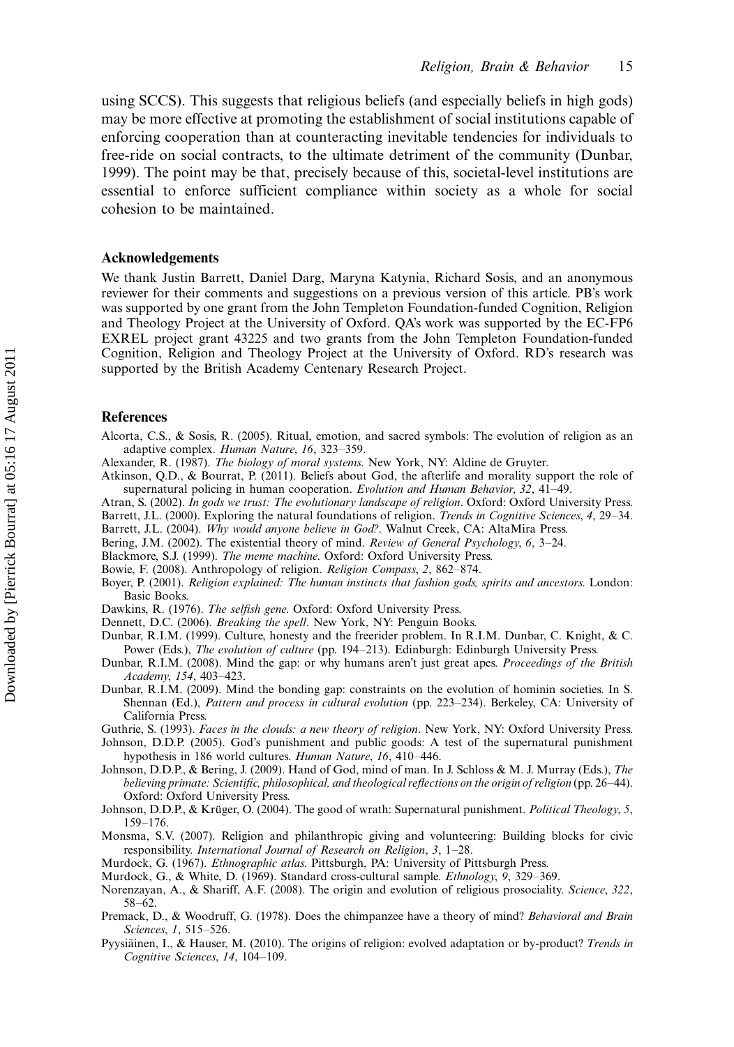using SCCS). This suggests that religious beliefs (and especially beliefs in high gods) may be more effective at promoting the establishment of social institutions capable of enforcing cooperation than at counteracting inevitable tendencies for individuals to free-ride on social contracts, to the ultimate detriment of the community (Dunbar, 1999). The point may be that, precisely because of this, societal-level institutions are essential to enforce sufficient compliance within society as a whole for social cohesion to be maintained.

## Acknowledgements

We thank Justin Barrett, Daniel Darg, Maryna Katynia, Richard Sosis, and an anonymous reviewer for their comments and suggestions on a previous version of this article. PB's work was supported by one grant from the John Templeton Foundation-funded Cognition, Religion and Theology Project at the University of Oxford. QA's work was supported by the EC-FP6 EXREL project grant 43225 and two grants from the John Templeton Foundation-funded Cognition, Religion and Theology Project at the University of Oxford. RD's research was supported by the British Academy Centenary Research Project.

## References

Alcorta, C.S., & Sosis, R. (2005). Ritual, emotion, and sacred symbols: The evolution of religion as an adaptive complex. *Human Nature*, *16*, 323–359.

Alexander, R. (1987). *The biology of moral systems*. New York, NY: Aldine de Gruyter.

Atkinson, Q.D., & Bourrat, P. (2011). Beliefs about God, the afterlife and morality support the role of supernatural policing in human cooperation. *Evolution and Human Behavior*, *32*, 41–49.

Atran, S. (2002). *In gods we trust: The evolutionary landscape of religion*. Oxford: Oxford University Press.

Barrett, J.L. (2000). Exploring the natural foundations of religion. *Trends in Cognitive Sciences*, *4*, 29–34.

Barrett, J.L. (2004). *Why would anyone believe in God?*. Walnut Creek, CA: AltaMira Press.

Bering, J.M. (2002). The existential theory of mind. *Review of General Psychology*, *6*, 3–24.

Blackmore, S.J. (1999). *The meme machine*. Oxford: Oxford University Press.

Bowie, F. (2008). Anthropology of religion. *Religion Compass*, *2*, 862–874.

Boyer, P. (2001). *Religion explained: The human instincts that fashion gods, spirits and ancestors*. London: Basic Books.

Dawkins, R. (1976). *The selfish gene*. Oxford: Oxford University Press.

Dennett, D.C. (2006). *Breaking the spell*. New York, NY: Penguin Books.

Dunbar, R.I.M. (1999). Culture, honesty and the freerider problem. In R.I.M. Dunbar, C. Knight, & C. Power (Eds.), *The evolution of culture* (pp. 194–213). Edinburgh: Edinburgh University Press.

Dunbar, R.I.M. (2008). Mind the gap: or why humans aren't just great apes. *Proceedings of the British Academy*, *154*, 403–423.

Dunbar, R.I.M. (2009). Mind the bonding gap: constraints on the evolution of hominin societies. In S. Shennan (Ed.), *Pattern and process in cultural evolution* (pp. 223–234). Berkeley, CA: University of California Press.

Guthrie, S. (1993). *Faces in the clouds: a new theory of religion*. New York, NY: Oxford University Press.

Johnson, D.D.P. (2005). God's punishment and public goods: A test of the supernatural punishment hypothesis in 186 world cultures. *Human Nature*, *16*, 410–446.

Johnson, D.D.P., & Bering, J. (2009). Hand of God, mind of man. In J. Schloss & M. J. Murray (Eds.), *The believing primate: Scientific, philosophical, and theological reflections on the origin of religion* (pp. 26–44). Oxford: Oxford University Press.

Johnson, D.D.P., & Krüger, O. (2004). The good of wrath: Supernatural punishment. *Political Theology*, *5*, 159–176.

Monsma, S.V. (2007). Religion and philanthropic giving and volunteering: Building blocks for civic responsibility. *International Journal of Research on Religion*, *3*, 1–28.

Murdock, G. (1967). *Ethnographic atlas*. Pittsburgh, PA: University of Pittsburgh Press.

Murdock, G., & White, D. (1969). Standard cross-cultural sample. *Ethnology*, *9*, 329–369.

Norenzayan, A., & Shariff, A.F. (2008). The origin and evolution of religious prosociality. *Science*, *322*, 58–62.

Premack, D., & Woodruff, G. (1978). Does the chimpanzee have a theory of mind? *Behavioral and Brain Sciences*, *1*, 515–526.

Pyysiäinen, I., & Hauser, M. (2010). The origins of religion: evolved adaptation or by-product? *Trends in Cognitive Sciences*, *14*, 104–109.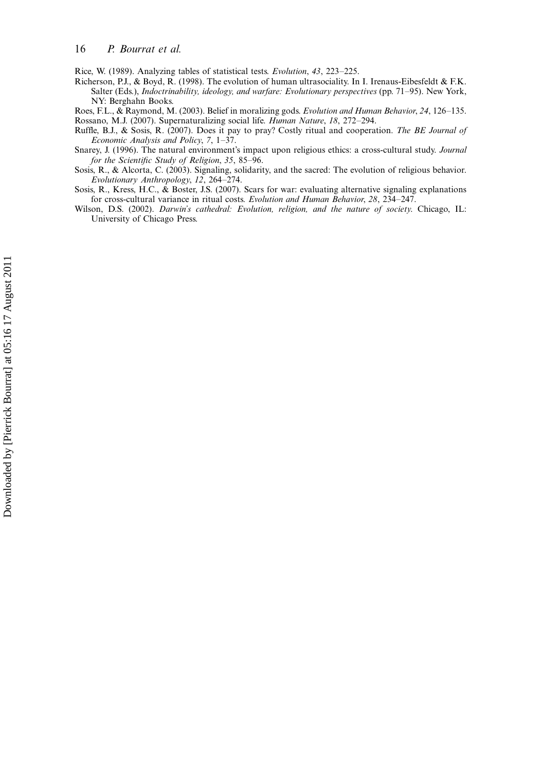Rice, W. (1989). Analyzing tables of statistical tests. *Evolution*, *43*, 223–225.

Richerson, P.J., & Boyd, R. (1998). The evolution of human ultrasociality. In I. Irenaus-Eibesfeldt & F.K. Salter (Eds.), *Indoctrinability, ideology, and warfare: Evolutionary perspectives* (pp. 71–95). New York, NY: Berghahn Books.

Roes, F.L., & Raymond, M. (2003). Belief in moralizing gods. *Evolution and Human Behavior*, *24*, 126–135.

Rossano, M.J. (2007). Supernaturalizing social life. *Human Nature*, *18*, 272–294.

Ruffle, B.J., & Sosis, R. (2007). Does it pay to pray? Costly ritual and cooperation. *The BE Journal of Economic Analysis and Policy*, *7*, 1–37.

Snarey, J. (1996). The natural environment's impact upon religious ethics: a cross-cultural study. *Journal for the Scientific Study of Religion*, *35*, 85–96.

Sosis, R., & Alcorta, C. (2003). Signaling, solidarity, and the sacred: The evolution of religious behavior. *Evolutionary Anthropology*, *12*, 264–274.

Sosis, R., Kress, H.C., & Boster, J.S. (2007). Scars for war: evaluating alternative signaling explanations for cross-cultural variance in ritual costs. *Evolution and Human Behavior*, *28*, 234–247.

Wilson, D.S. (2002). *Darwin's cathedral: Evolution, religion, and the nature of society*. Chicago, IL: University of Chicago Press.